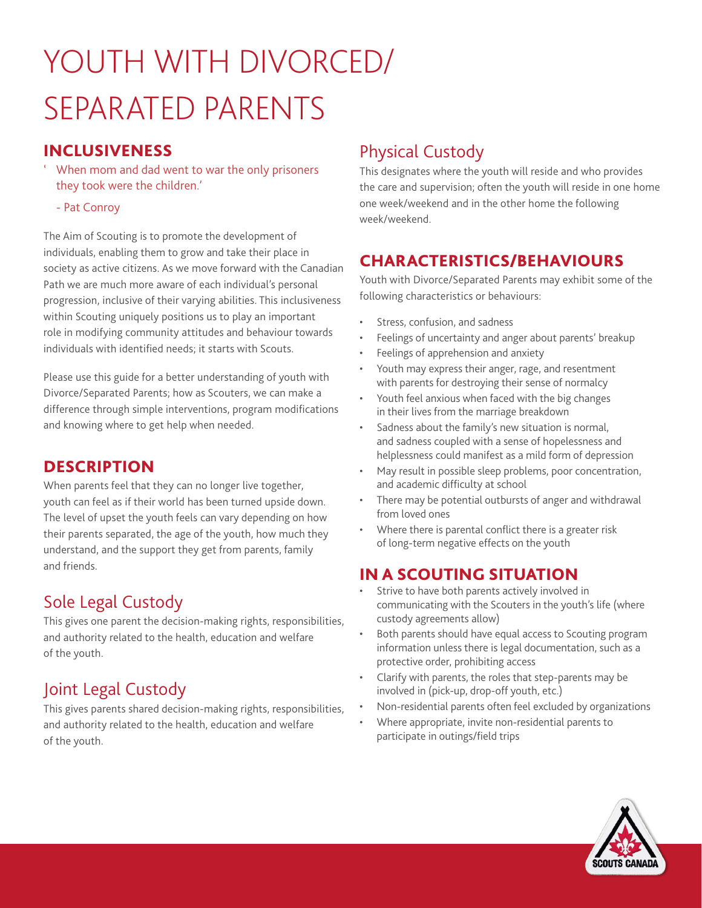# YOUTH WITH DIVORCED/ SEPARATED PARENTS

## INCLUSIVENESS

> 'When mom and dad went to war the only prisoners they took were the children.'
>
> - Pat Conroy

The Aim of Scouting is to promote the development of individuals, enabling them to grow and take their place in society as active citizens. As we move forward with the Canadian Path we are much more aware of each individual's personal progression, inclusive of their varying abilities. This inclusiveness within Scouting uniquely positions us to play an important role in modifying community attitudes and behaviour towards individuals with identified needs; it starts with Scouts.

Please use this guide for a better understanding of youth with Divorce/Separated Parents; how as Scouters, we can make a difference through simple interventions, program modifications and knowing where to get help when needed.

## DESCRIPTION

When parents feel that they can no longer live together, youth can feel as if their world has been turned upside down. The level of upset the youth feels can vary depending on how their parents separated, the age of the youth, how much they understand, and the support they get from parents, family and friends.

### Sole Legal Custody

This gives one parent the decision-making rights, responsibilities, and authority related to the health, education and welfare of the youth.

### Joint Legal Custody

This gives parents shared decision-making rights, responsibilities, and authority related to the health, education and welfare of the youth.

### Physical Custody

This designates where the youth will reside and who provides the care and supervision; often the youth will reside in one home one week/weekend and in the other home the following week/weekend.

## CHARACTERISTICS/BEHAVIOURS

Youth with Divorce/Separated Parents may exhibit some of the following characteristics or behaviours:

- Stress, confusion, and sadness
- Feelings of uncertainty and anger about parents' breakup
- Feelings of apprehension and anxiety
- Youth may express their anger, rage, and resentment with parents for destroying their sense of normalcy
- Youth feel anxious when faced with the big changes in their lives from the marriage breakdown
- Sadness about the family's new situation is normal, and sadness coupled with a sense of hopelessness and helplessness could manifest as a mild form of depression
- May result in possible sleep problems, poor concentration, and academic difficulty at school
- There may be potential outbursts of anger and withdrawal from loved ones
- Where there is parental conflict there is a greater risk of long-term negative effects on the youth

## IN A SCOUTING SITUATION

- Strive to have both parents actively involved in communicating with the Scouters in the youth's life (where custody agreements allow)
- Both parents should have equal access to Scouting program information unless there is legal documentation, such as a protective order, prohibiting access
- Clarify with parents, the roles that step-parents may be involved in (pick-up, drop-off youth, etc.)
- Non-residential parents often feel excluded by organizations
- Where appropriate, invite non-residential parents to participate in outings/field trips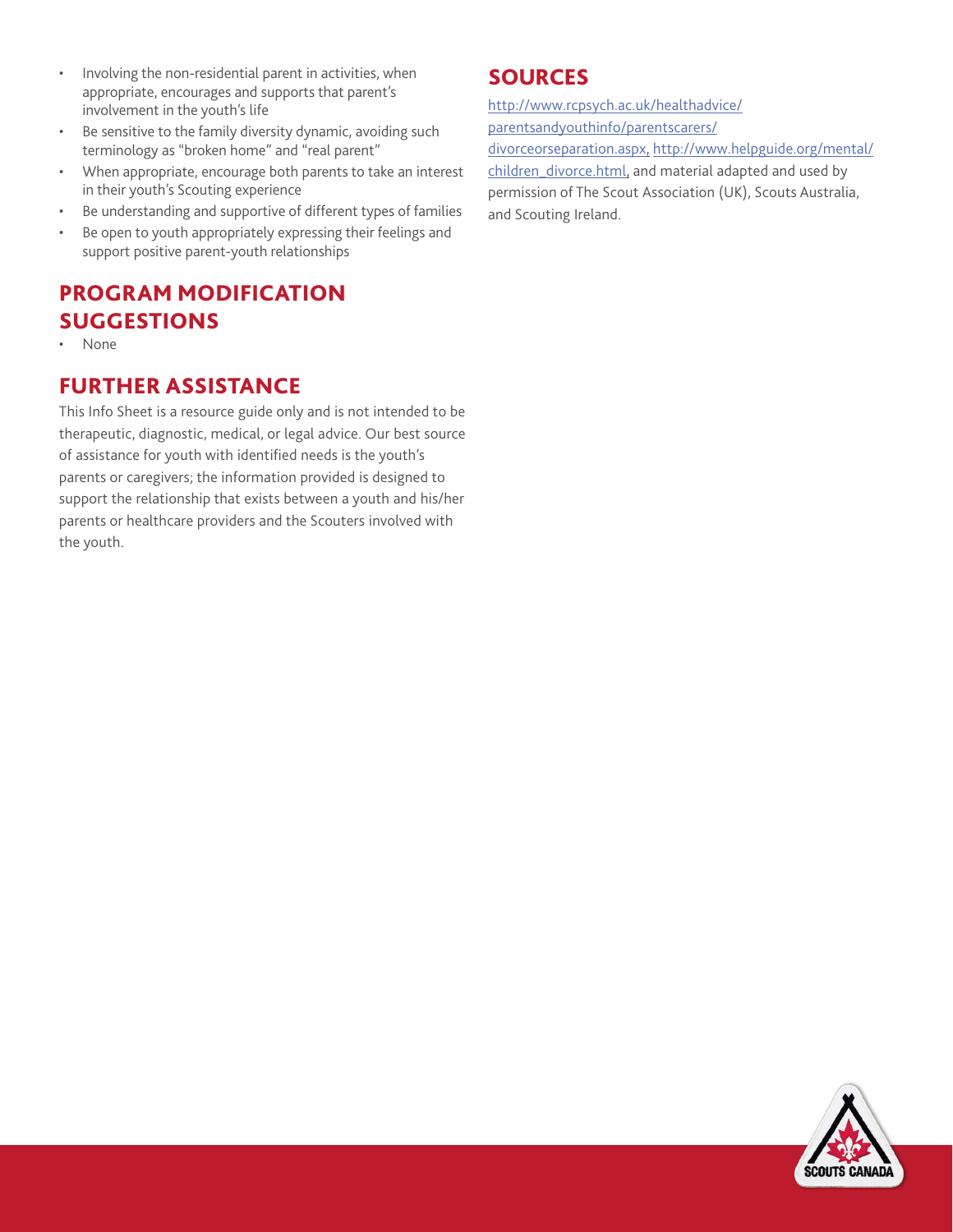- Involving the non-residential parent in activities, when appropriate, encourages and supports that parent's involvement in the youth's life
- Be sensitive to the family diversity dynamic, avoiding such terminology as "broken home" and "real parent"
- When appropriate, encourage both parents to take an interest in their youth's Scouting experience
- Be understanding and supportive of different types of families
- Be open to youth appropriately expressing their feelings and support positive parent-youth relationships

## PROGRAM MODIFICATION SUGGESTIONS

- None

## FURTHER ASSISTANCE

This Info Sheet is a resource guide only and is not intended to be therapeutic, diagnostic, medical, or legal advice. Our best source of assistance for youth with identified needs is the youth's parents or caregivers; the information provided is designed to support the relationship that exists between a youth and his/her parents or healthcare providers and the Scouters involved with the youth.

## SOURCES

http://www.rcpsych.ac.uk/healthadvice/parentsandyouthinfo/parentscarers/divorceorseparation.aspx, http://www.helpguide.org/mental/children_divorce.html, and material adapted and used by permission of The Scout Association (UK), Scouts Australia, and Scouting Ireland.